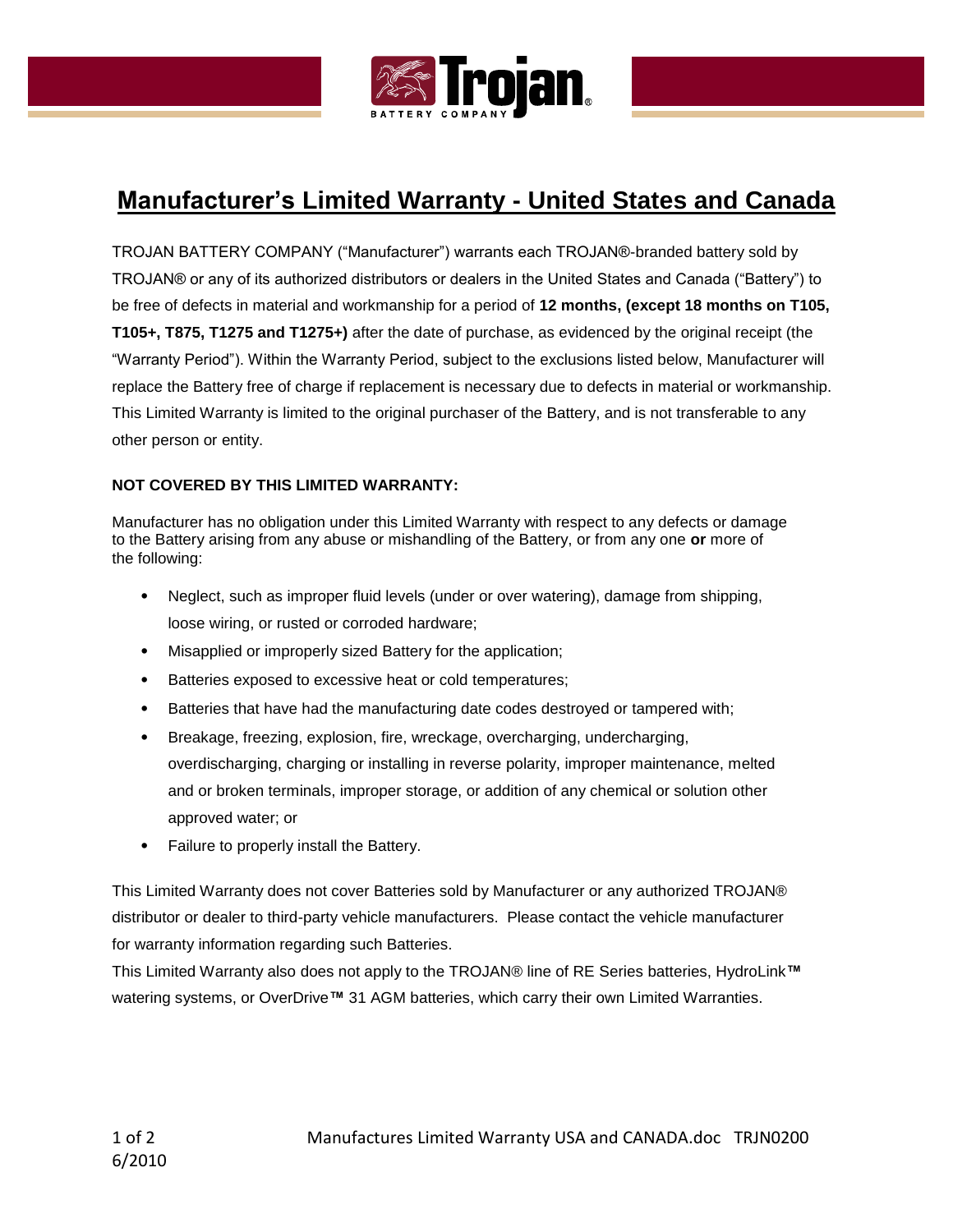# Manufacturer's Limited Warranty - United States and Canada

TROJAN BATTERY COMPANY ("Manufacturer") warrants each TROJAN®-branded battery sold by TROJAN® or any of its authorized distributors or dealers in the United States and Canada ("Battery") to be free of defects in material and workmanship for a period of **12 months, (except 18 months on T105, T105+, T875, T1275 and T1275+)** after the date of purchase, as evidenced by the original receipt (the "Warranty Period"). Within the Warranty Period, subject to the exclusions listed below, Manufacturer will replace the Battery free of charge if replacement is necessary due to defects in material or workmanship. This Limited Warranty is limited to the original purchaser of the Battery, and is not transferable to any other person or entity.

**NOT COVERED BY THIS LIMITED WARRANTY:**

Manufacturer has no obligation under this Limited Warranty with respect to any defects or damage to the Battery arising from any abuse or mishandling of the Battery, or from any one **or** more of the following:

- Neglect, such as improper fluid levels (under or over watering), damage from shipping, loose wiring, or rusted or corroded hardware;
- Misapplied or improperly sized Battery for the application;
- Batteries exposed to excessive heat or cold temperatures;
- Batteries that have had the manufacturing date codes destroyed or tampered with;
- Breakage, freezing, explosion, fire, wreckage, overcharging, undercharging, overdischarging, charging or installing in reverse polarity, improper maintenance, melted and or broken terminals, improper storage, or addition of any chemical or solution other approved water; or
- Failure to properly install the Battery.

This Limited Warranty does not cover Batteries sold by Manufacturer or any authorized TROJAN® distributor or dealer to third-party vehicle manufacturers. Please contact the vehicle manufacturer for warranty information regarding such Batteries.

This Limited Warranty also does not apply to the TROJAN® line of RE Series batteries, HydroLink™ watering systems, or OverDrive™ 31 AGM batteries, which carry their own Limited Warranties.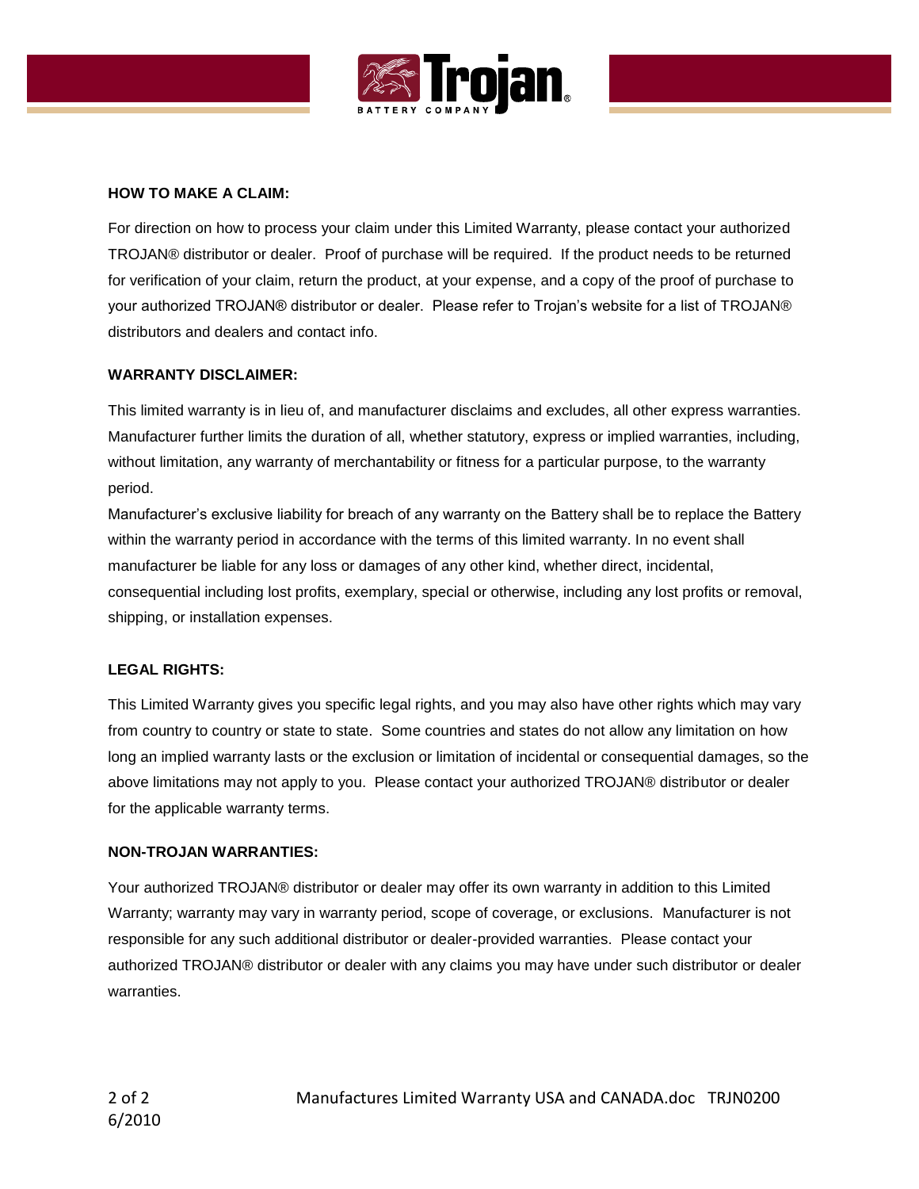**HOW TO MAKE A CLAIM:**

For direction on how to process your claim under this Limited Warranty, please contact your authorized TROJAN® distributor or dealer. Proof of purchase will be required. If the product needs to be returned for verification of your claim, return the product, at your expense, and a copy of the proof of purchase to your authorized TROJAN® distributor or dealer. Please refer to Trojan's website for a list of TROJAN® distributors and dealers and contact info.

**WARRANTY DISCLAIMER:**

This limited warranty is in lieu of, and manufacturer disclaims and excludes, all other express warranties. Manufacturer further limits the duration of all, whether statutory, express or implied warranties, including, without limitation, any warranty of merchantability or fitness for a particular purpose, to the warranty period.

Manufacturer's exclusive liability for breach of any warranty on the Battery shall be to replace the Battery within the warranty period in accordance with the terms of this limited warranty. In no event shall manufacturer be liable for any loss or damages of any other kind, whether direct, incidental, consequential including lost profits, exemplary, special or otherwise, including any lost profits or removal, shipping, or installation expenses.

**LEGAL RIGHTS:**

This Limited Warranty gives you specific legal rights, and you may also have other rights which may vary from country to country or state to state. Some countries and states do not allow any limitation on how long an implied warranty lasts or the exclusion or limitation of incidental or consequential damages, so the above limitations may not apply to you. Please contact your authorized TROJAN® distributor or dealer for the applicable warranty terms.

**NON-TROJAN WARRANTIES:**

Your authorized TROJAN® distributor or dealer may offer its own warranty in addition to this Limited Warranty; warranty may vary in warranty period, scope of coverage, or exclusions. Manufacturer is not responsible for any such additional distributor or dealer-provided warranties. Please contact your authorized TROJAN® distributor or dealer with any claims you may have under such distributor or dealer warranties.